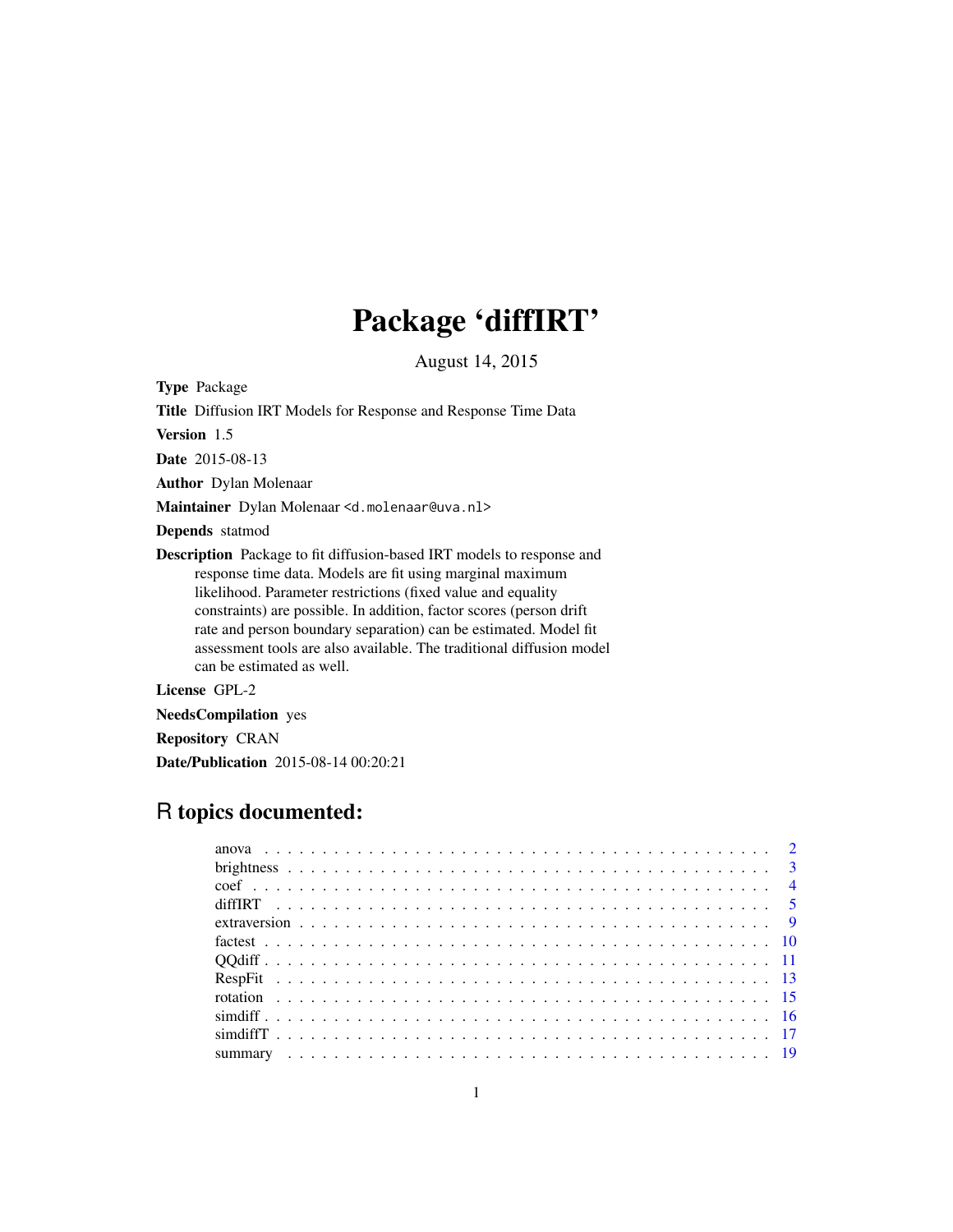# Package 'diffIRT'

August 14, 2015

**Type** Package

**Title** Diffusion IRT Models for Response and Response Time Data

**Version** 1.5

**Date** 2015-08-13

**Author** Dylan Molenaar

**Maintainer** Dylan Molenaar <d.molenaar@uva.nl>

**Depends** statmod

**Description** Package to fit diffusion-based IRT models to response and response time data. Models are fit using marginal maximum likelihood. Parameter restrictions (fixed value and equality constraints) are possible. In addition, factor scores (person drift rate and person boundary separation) can be estimated. Model fit assessment tools are also available. The traditional diffusion model can be estimated as well.

**License** GPL-2

**NeedsCompilation** yes

**Repository** CRAN

**Date/Publication** 2015-08-14 00:20:21

## R topics documented:

| | |
|---|---|
| anova | 2 |
| brightness | 3 |
| coef | 4 |
| diffIRT | 5 |
| extraversion | 9 |
| factest | 10 |
| QQdiff | 11 |
| RespFit | 13 |
| rotation | 15 |
| simdiff | 16 |
| simdiffT | 17 |
| summary | 19 |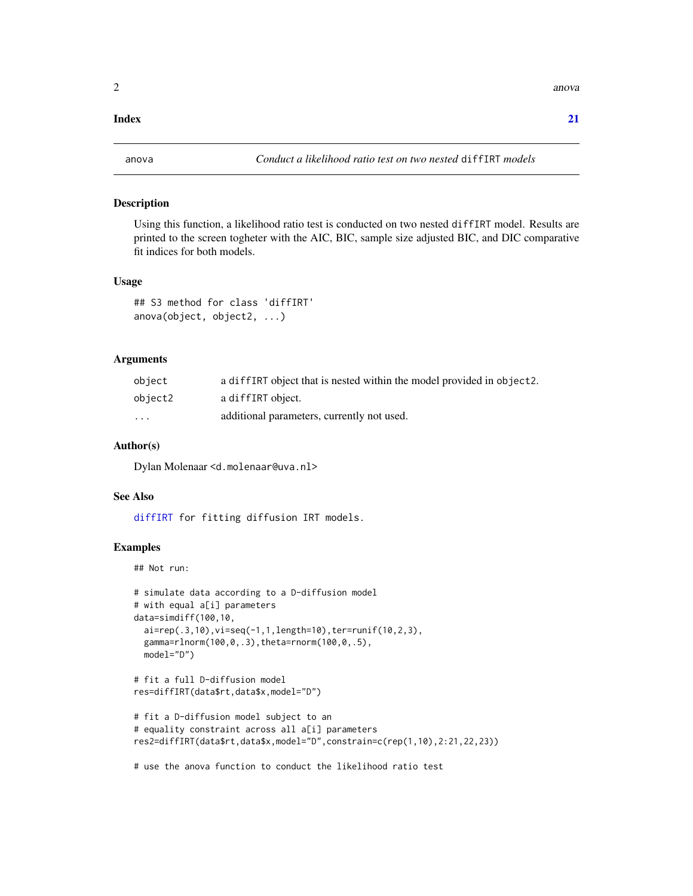**Index** 21

## anova — *Conduct a likelihood ratio test on two nested* `diffIRT` *models*

### Description

Using this function, a likelihood ratio test is conducted on two nested `diffIRT` model. Results are printed to the screen togheter with the AIC, BIC, sample size adjusted BIC, and DIC comparative fit indices for both models.

### Usage

```
## S3 method for class 'diffIRT'
anova(object, object2, ...)
```

### Arguments

| | |
|---|---|
| `object` | a `diffIRT` object that is nested within the model provided in `object2`. |
| `object2` | a `diffIRT` object. |
| `...` | additional parameters, currently not used. |

### Author(s)

Dylan Molenaar <d.molenaar@uva.nl>

### See Also

`diffIRT` for fitting diffusion IRT models.

### Examples

```
## Not run:

# simulate data according to a D-diffusion model
# with equal a[i] parameters
data=simdiff(100,10,
  ai=rep(.3,10),vi=seq(-1,1,length=10),ter=runif(10,2,3),
  gamma=rlnorm(100,0,.3),theta=rnorm(100,0,.5),
  model="D")

# fit a full D-diffusion model
res=diffIRT(data$rt,data$x,model="D")

# fit a D-diffusion model subject to an
# equality constraint across all a[i] parameters
res2=diffIRT(data$rt,data$x,model="D",constrain=c(rep(1,10),2:21,22,23))

# use the anova function to conduct the likelihood ratio test
```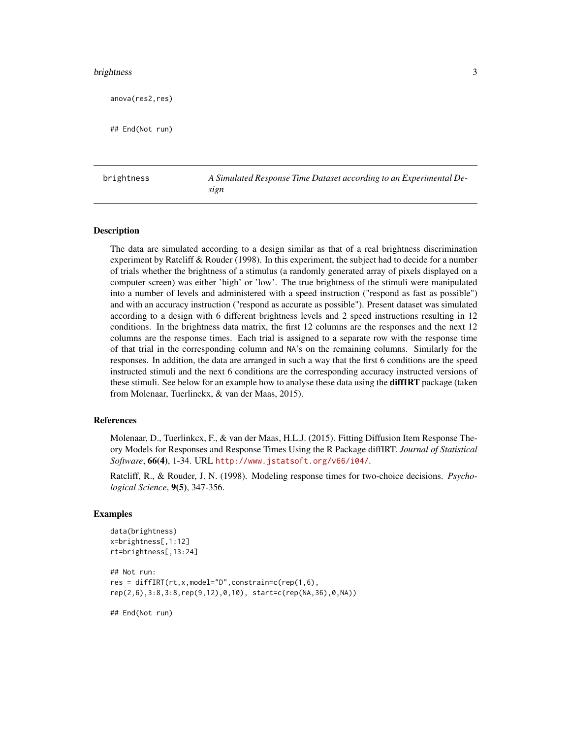```
anova(res2,res)

## End(Not run)
```

## brightness — *A Simulated Response Time Dataset according to an Experimental Design*

### Description

The data are simulated according to a design similar as that of a real brightness discrimination experiment by Ratcliff & Rouder (1998). In this experiment, the subject had to decide for a number of trials whether the brightness of a stimulus (a randomly generated array of pixels displayed on a computer screen) was either 'high' or 'low'. The true brightness of the stimuli were manipulated into a number of levels and administered with a speed instruction ("respond as fast as possible") and with an accuracy instruction ("respond as accurate as possible"). Present dataset was simulated according to a design with 6 different brightness levels and 2 speed instructions resulting in 12 conditions. In the brightness data matrix, the first 12 columns are the responses and the next 12 columns are the response times. Each trial is assigned to a separate row with the response time of that trial in the corresponding column and NA's on the remaining columns. Similarly for the responses. In addition, the data are arranged in such a way that the first 6 conditions are the speed instructed stimuli and the next 6 conditions are the corresponding accuracy instructed versions of these stimuli. See below for an example how to analyse these data using the **diffIRT** package (taken from Molenaar, Tuerlinckx, & van der Maas, 2015).

### References

Molenaar, D., Tuerlinkcx, F., & van der Maas, H.L.J. (2015). Fitting Diffusion Item Response Theory Models for Responses and Response Times Using the R Package diffIRT. *Journal of Statistical Software*, **66(4)**, 1-34. URL http://www.jstatsoft.org/v66/i04/.

Ratcliff, R., & Rouder, J. N. (1998). Modeling response times for two-choice decisions. *Psychological Science*, **9(5)**, 347-356.

### Examples

```
data(brightness)
x=brightness[,1:12]
rt=brightness[,13:24]

## Not run:
res = diffIRT(rt,x,model="D",constrain=c(rep(1,6),
rep(2,6),3:8,3:8,rep(9,12),0,10), start=c(rep(NA,36),0,NA))

## End(Not run)
```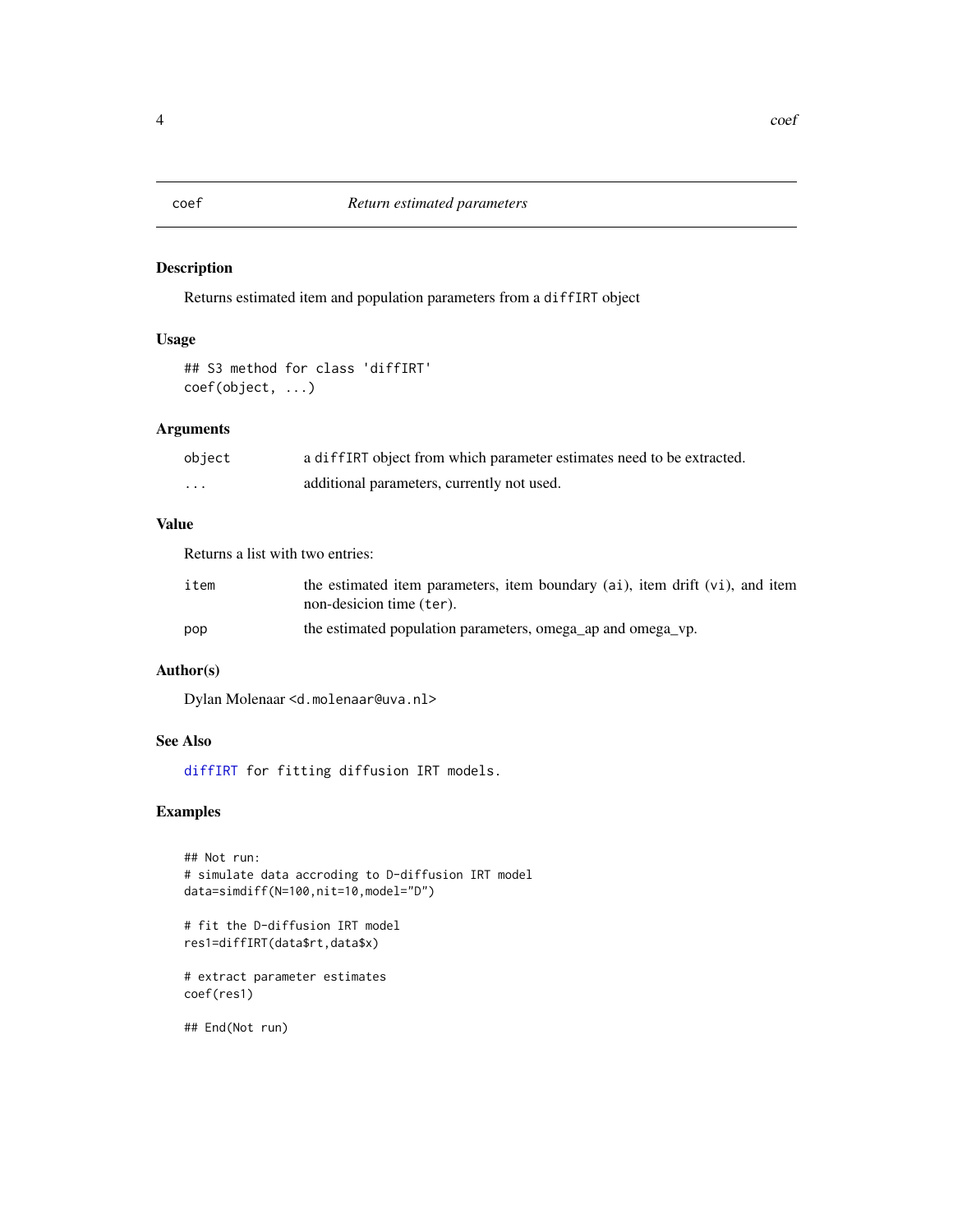# coef — *Return estimated parameters*

## Description

Returns estimated item and population parameters from a `diffIRT` object

## Usage

```
## S3 method for class 'diffIRT'
coef(object, ...)
```

## Arguments

| | |
|---|---|
| `object` | a `diffIRT` object from which parameter estimates need to be extracted. |
| `...` | additional parameters, currently not used. |

## Value

Returns a list with two entries:

| | |
|---|---|
| `item` | the estimated item parameters, item boundary (`ai`), item drift (`vi`), and item non-desicion time (`ter`). |
| `pop` | the estimated population parameters, omega_ap and omega_vp. |

## Author(s)

Dylan Molenaar <`d.molenaar@uva.nl`>

## See Also

`diffIRT` for fitting diffusion IRT models.

## Examples

```
## Not run:
# simulate data accroding to D-diffusion IRT model
data=simdiff(N=100,nit=10,model="D")

# fit the D-diffusion IRT model
res1=diffIRT(data$rt,data$x)

# extract parameter estimates
coef(res1)

## End(Not run)
```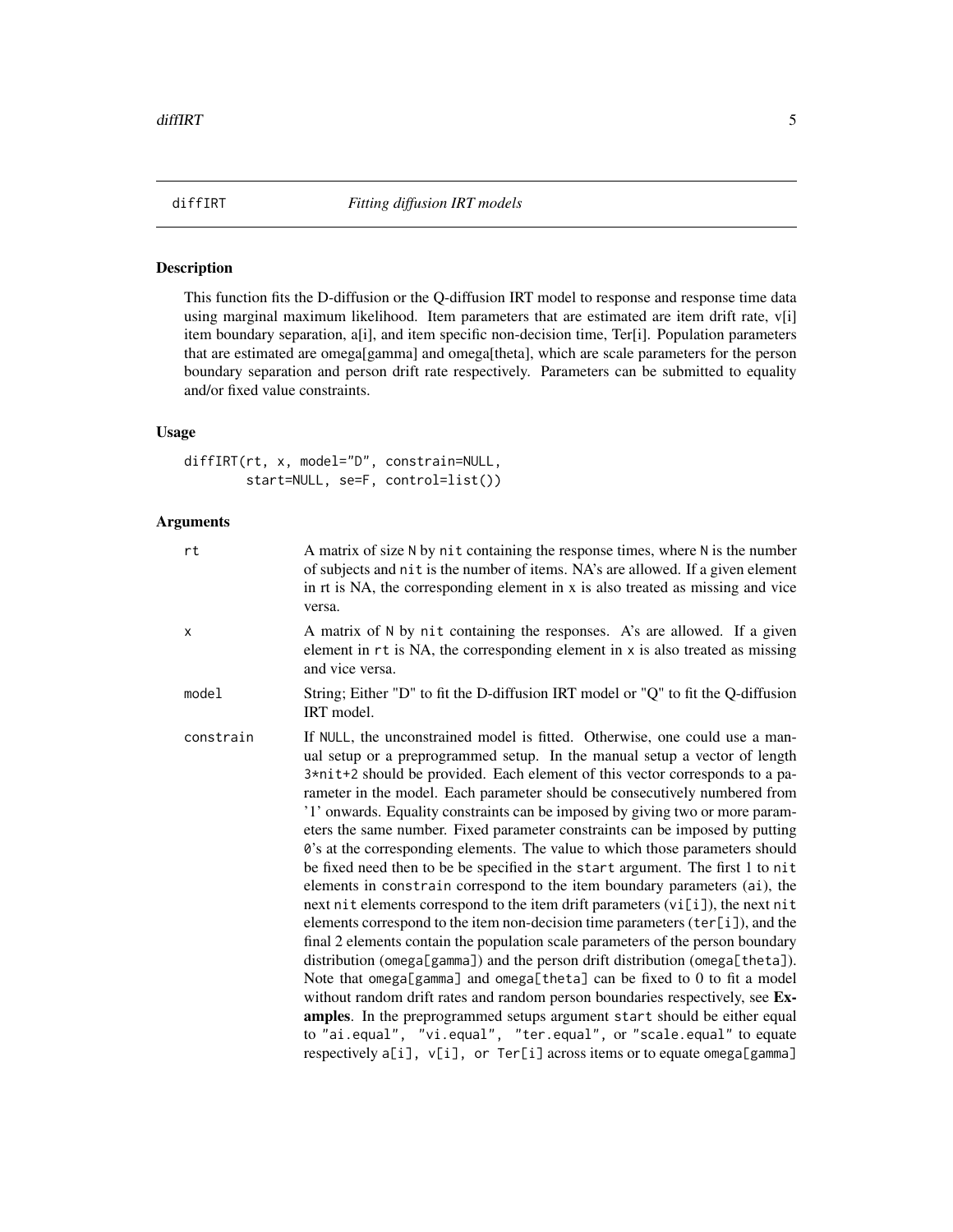diffIRT *Fitting diffusion IRT models*

## Description

This function fits the D-diffusion or the Q-diffusion IRT model to response and response time data using marginal maximum likelihood. Item parameters that are estimated are item drift rate, v[i] item boundary separation, a[i], and item specific non-decision time, Ter[i]. Population parameters that are estimated are omega[gamma] and omega[theta], which are scale parameters for the person boundary separation and person drift rate respectively. Parameters can be submitted to equality and/or fixed value constraints.

## Usage

```
diffIRT(rt, x, model="D", constrain=NULL,
        start=NULL, se=F, control=list())
```

## Arguments

- `rt` — A matrix of size `N` by `nit` containing the response times, where `N` is the number of subjects and `nit` is the number of items. NA's are allowed. If a given element in rt is NA, the corresponding element in x is also treated as missing and vice versa.
- `x` — A matrix of `N` by `nit` containing the responses. A's are allowed. If a given element in `rt` is NA, the corresponding element in `x` is also treated as missing and vice versa.
- `model` — String; Either "D" to fit the D-diffusion IRT model or "Q" to fit the Q-diffusion IRT model.
- `constrain` — If `NULL`, the unconstrained model is fitted. Otherwise, one could use a manual setup or a preprogrammed setup. In the manual setup a vector of length `3*nit+2` should be provided. Each element of this vector corresponds to a parameter in the model. Each parameter should be consecutively numbered from '1' onwards. Equality constraints can be imposed by giving two or more parameters the same number. Fixed parameter constraints can be imposed by putting `0`'s at the corresponding elements. The value to which those parameters should be fixed need then to be be specified in the `start` argument. The first 1 to `nit` elements in `constrain` correspond to the item boundary parameters (`ai`), the next `nit` elements correspond to the item drift parameters (`vi[i]`), the next `nit` elements correspond to the item non-decision time parameters (`ter[i]`), and the final 2 elements contain the population scale parameters of the person boundary distribution (`omega[gamma]`) and the person drift distribution (`omega[theta]`). Note that `omega[gamma]` and `omega[theta]` can be fixed to 0 to fit a model without random drift rates and random person boundaries respectively, see **Examples**. In the preprogrammed setups argument `start` should be either equal to `"ai.equal"`, `"vi.equal"`, `"ter.equal"`, or `"scale.equal"` to equate respectively `a[i], v[i], or Ter[i]` across items or to equate `omega[gamma]`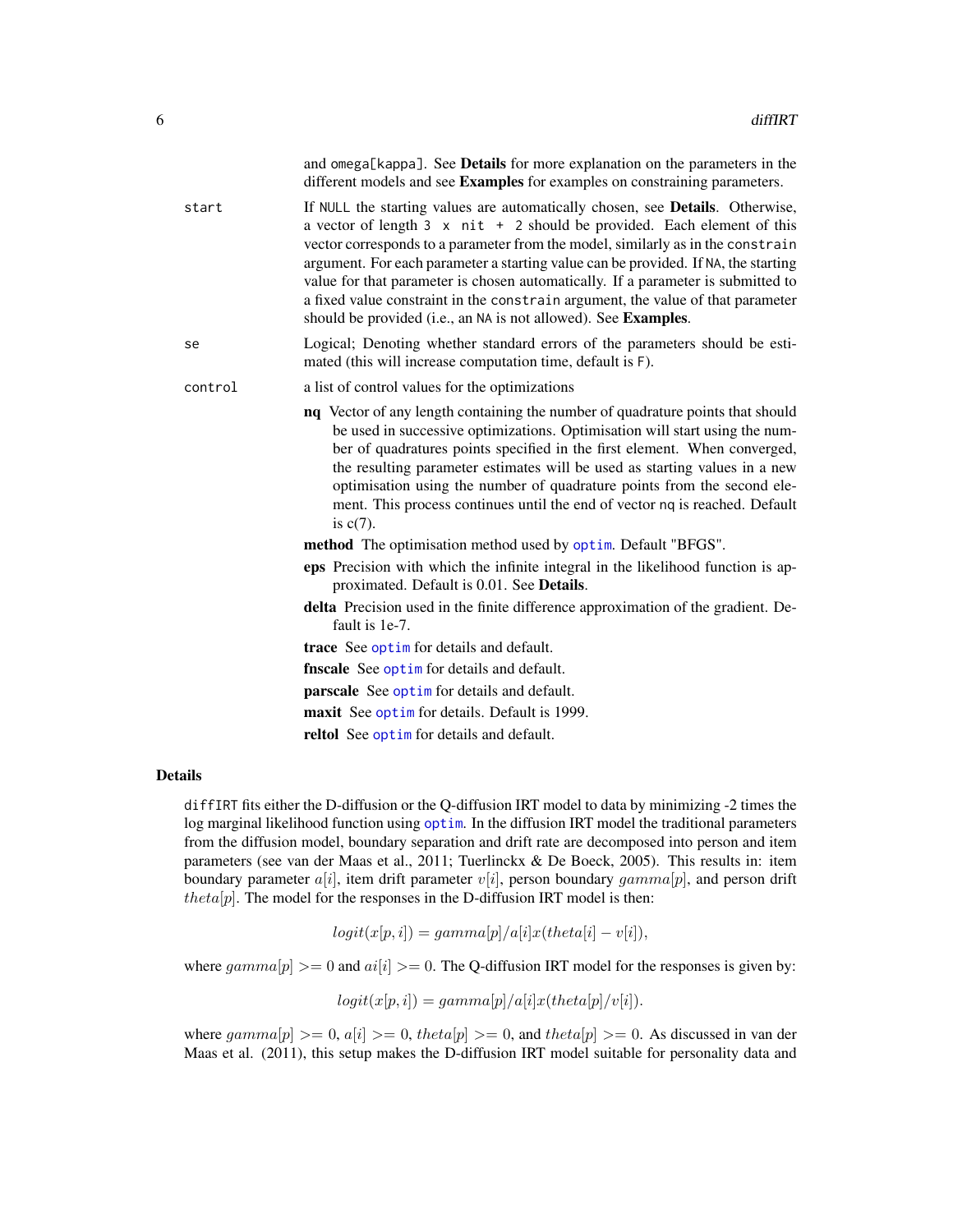and `omega[kappa]`. See **Details** for more explanation on the parameters in the different models and see **Examples** for examples on constraining parameters.

`start`
: If `NULL` the starting values are automatically chosen, see **Details**. Otherwise, a vector of length `3 x nit + 2` should be provided. Each element of this vector corresponds to a parameter from the model, similarly as in the `constrain` argument. For each parameter a starting value can be provided. If `NA`, the starting value for that parameter is chosen automatically. If a parameter is submitted to a fixed value constraint in the `constrain` argument, the value of that parameter should be provided (i.e., an `NA` is not allowed). See **Examples**.

`se`
: Logical; Denoting whether standard errors of the parameters should be estimated (this will increase computation time, default is `F`).

`control`
: a list of control values for the optimizations

- **nq** Vector of any length containing the number of quadrature points that should be used in successive optimizations. Optimisation will start using the number of quadratures points specified in the first element. When converged, the resulting parameter estimates will be used as starting values in a new optimisation using the number of quadrature points from the second element. This process continues until the end of vector `nq` is reached. Default is c(7).
- **method** The optimisation method used by `optim`. Default "BFGS".
- **eps** Precision with which the infinite integral in the likelihood function is approximated. Default is 0.01. See **Details**.
- **delta** Precision used in the finite difference approximation of the gradient. Default is 1e-7.
- **trace** See `optim` for details and default.
- **fnscale** See `optim` for details and default.
- **parscale** See `optim` for details and default.
- **maxit** See `optim` for details. Default is 1999.
- **reltol** See `optim` for details and default.

## Details

`diffIRT` fits either the D-diffusion or the Q-diffusion IRT model to data by minimizing -2 times the log marginal likelihood function using `optim`. In the diffusion IRT model the traditional parameters from the diffusion model, boundary separation and drift rate are decomposed into person and item parameters (see van der Maas et al., 2011; Tuerlinckx & De Boeck, 2005). This results in: item boundary parameter $a[i]$, item drift parameter $v[i]$, person boundary $gamma[p]$, and person drift $theta[p]$. The model for the responses in the D-diffusion IRT model is then:

$$logit(x[p,i]) = gamma[p]/a[i]x(theta[i] - v[i]),$$

where $gamma[p] >= 0$ and $ai[i] >= 0$. The Q-diffusion IRT model for the responses is given by:

$$logit(x[p,i]) = gamma[p]/a[i]x(theta[p]/v[i]).$$

where $gamma[p] >= 0$, $a[i] >= 0$, $theta[p] >= 0$, and $theta[p] >= 0$. As discussed in van der Maas et al. (2011), this setup makes the D-diffusion IRT model suitable for personality data and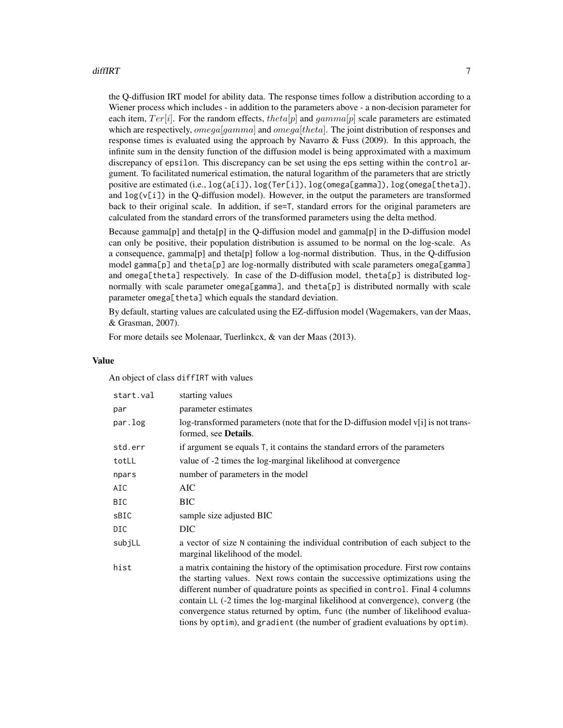the Q-diffusion IRT model for ability data. The response times follow a distribution according to a Wiener process which includes - in addition to the parameters above - a non-decision parameter for each item, $Ter[i]$. For the random effects, $theta[p]$ and $gamma[p]$ scale parameters are estimated which are respectively, $omega[gamma]$ and $omega[theta]$. The joint distribution of responses and response times is evaluated using the approach by Navarro & Fuss (2009). In this approach, the infinite sum in the density function of the diffusion model is being approximated with a maximum discrepancy of `epsilon`. This discrepancy can be set using the `eps` setting within the `control` argument. To facilitated numerical estimation, the natural logarithm of the parameters that are strictly positive are estimated (i.e., `log(a[i])`, `log(Ter[i])`, `log(omega[gamma])`, `log(omega[theta])`, and `log(v[i])` in the Q-diffusion model). However, in the output the parameters are transformed back to their original scale. In addition, if `se=T`, standard errors for the original parameters are calculated from the standard errors of the transformed parameters using the delta method.

Because gamma[p] and theta[p] in the Q-diffusion model and gamma[p] in the D-diffusion model can only be positive, their population distribution is assumed to be normal on the log-scale. As a consequence, gamma[p] and theta[p] follow a log-normal distribution. Thus, in the Q-diffusion model `gamma[p]` and `theta[p]` are log-normally distributed with scale parameters `omega[gamma]` and `omega[theta]` respectively. In case of the D-diffusion model, `theta[p]` is distributed log-normally with scale parameter `omega[gamma]`, and `theta[p]` is distributed normally with scale parameter `omega[theta]` which equals the standard deviation.

By default, starting values are calculated using the EZ-diffusion model (Wagemakers, van der Maas, & Grasman, 2007).

For more details see Molenaar, Tuerlinkcx, & van der Maas (2013).

### Value

An object of class `diffIRT` with values

| | |
|---|---|
| `start.val` | starting values |
| `par` | parameter estimates |
| `par.log` | log-transformed parameters (note that for the D-diffusion model v[i] is not transformed, see **Details**. |
| `std.err` | if argument `se` equals `T`, it contains the standard errors of the parameters |
| `totLL` | value of -2 times the log-marginal likelihood at convergence |
| `npars` | number of parameters in the model |
| `AIC` | AIC |
| `BIC` | BIC |
| `sBIC` | sample size adjusted BIC |
| `DIC` | DIC |
| `subjLL` | a vector of size `N` containing the individual contribution of each subject to the marginal likelihood of the model. |
| `hist` | a matrix containing the history of the optimisation procedure. First row contains the starting values. Next rows contain the successive optimizations using the different number of quadrature points as specified in `control`. Final 4 columns contain `LL` (-2 times the log-marginal likelihood at convergence), `converg` (the convergence status returned by optim, `func` (the number of likelihood evaluations by `optim`), and `gradient` (the number of gradient evaluations by `optim`). |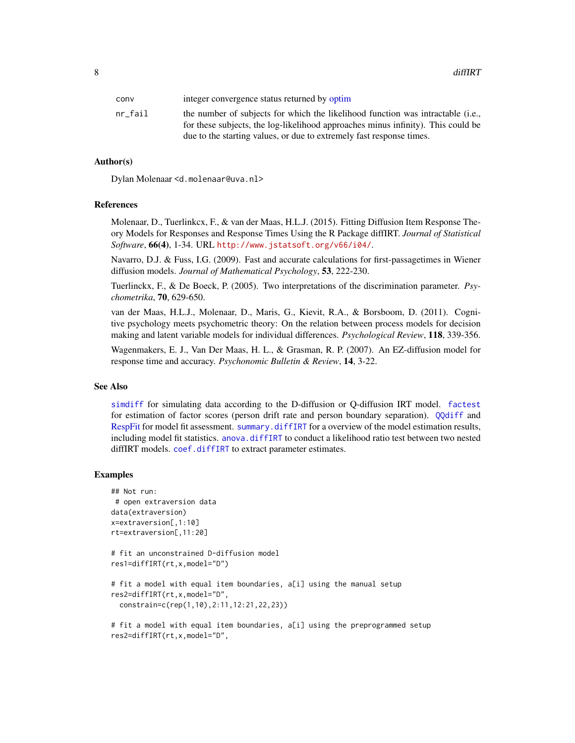| | |
|---|---|
| conv | integer convergence status returned by optim |
| nr_fail | the number of subjects for which the likelihood function was intractable (i.e., for these subjects, the log-likelihood approaches minus infinity). This could be due to the starting values, or due to extremely fast response times. |

## Author(s)

Dylan Molenaar <d.molenaar@uva.nl>

## References

Molenaar, D., Tuerlinkcx, F., & van der Maas, H.L.J. (2015). Fitting Diffusion Item Response Theory Models for Responses and Response Times Using the R Package diffIRT. *Journal of Statistical Software*, **66(4)**, 1-34. URL http://www.jstatsoft.org/v66/i04/.

Navarro, D.J. & Fuss, I.G. (2009). Fast and accurate calculations for first-passagetimes in Wiener diffusion models. *Journal of Mathematical Psychology*, **53**, 222-230.

Tuerlinckx, F., & De Boeck, P. (2005). Two interpretations of the discrimination parameter. *Psychometrika*, **70**, 629-650.

van der Maas, H.L.J., Molenaar, D., Maris, G., Kievit, R.A., & Borsboom, D. (2011). Cognitive psychology meets psychometric theory: On the relation between process models for decision making and latent variable models for individual differences. *Psychological Review*, **118**, 339-356.

Wagenmakers, E. J., Van Der Maas, H. L., & Grasman, R. P. (2007). An EZ-diffusion model for response time and accuracy. *Psychonomic Bulletin & Review*, **14**, 3-22.

## See Also

`simdiff` for simulating data according to the D-diffusion or Q-diffusion IRT model. `factest` for estimation of factor scores (person drift rate and person boundary separation). `QQdiff` and RespFit for model fit assessment. `summary.diffIRT` for a overview of the model estimation results, including model fit statistics. `anova.diffIRT` to conduct a likelihood ratio test between two nested diffIRT models. `coef.diffIRT` to extract parameter estimates.

## Examples

```
## Not run:
 # open extraversion data
data(extraversion)
x=extraversion[,1:10]
rt=extraversion[,11:20]

# fit an unconstrained D-diffusion model
res1=diffIRT(rt,x,model="D")

# fit a model with equal item boundaries, a[i] using the manual setup
res2=diffIRT(rt,x,model="D",
  constrain=c(rep(1,10),2:11,12:21,22,23))

# fit a model with equal item boundaries, a[i] using the preprogrammed setup
res2=diffIRT(rt,x,model="D",
```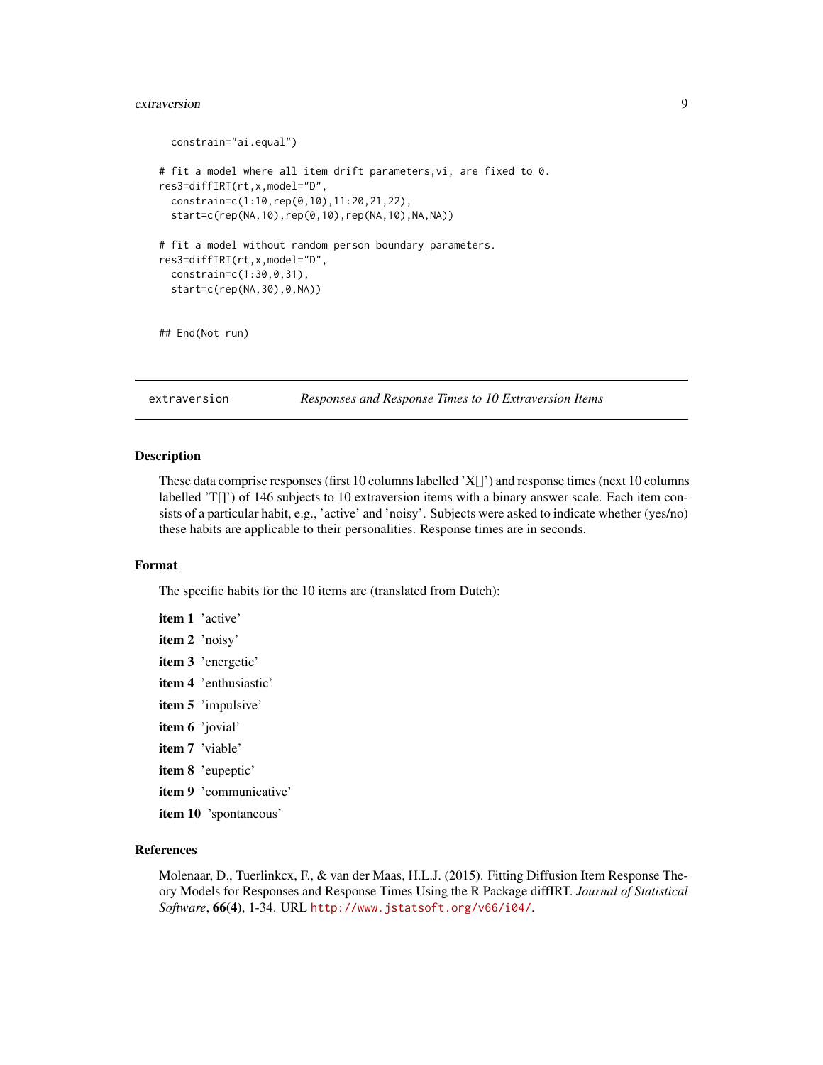```
  constrain="ai.equal")

# fit a model where all item drift parameters,vi, are fixed to 0.
res3=diffIRT(rt,x,model="D",
  constrain=c(1:10,rep(0,10),11:20,21,22),
  start=c(rep(NA,10),rep(0,10),rep(NA,10),NA,NA))

# fit a model without random person boundary parameters.
res3=diffIRT(rt,x,model="D",
  constrain=c(1:30,0,31),
  start=c(rep(NA,30),0,NA))


## End(Not run)
```

## extraversion *Responses and Response Times to 10 Extraversion Items*

### Description

These data comprise responses (first 10 columns labelled 'X[]') and response times (next 10 columns labelled 'T[]') of 146 subjects to 10 extraversion items with a binary answer scale. Each item consists of a particular habit, e.g., 'active' and 'noisy'. Subjects were asked to indicate whether (yes/no) these habits are applicable to their personalities. Response times are in seconds.

### Format

The specific habits for the 10 items are (translated from Dutch):

**item 1** 'active'

**item 2** 'noisy'

**item 3** 'energetic'

**item 4** 'enthusiastic'

**item 5** 'impulsive'

**item 6** 'jovial'

**item 7** 'viable'

**item 8** 'eupeptic'

**item 9** 'communicative'

**item 10** 'spontaneous'

### References

Molenaar, D., Tuerlinkcx, F., & van der Maas, H.L.J. (2015). Fitting Diffusion Item Response Theory Models for Responses and Response Times Using the R Package diffIRT. *Journal of Statistical Software*, **66(4)**, 1-34. URL http://www.jstatsoft.org/v66/i04/.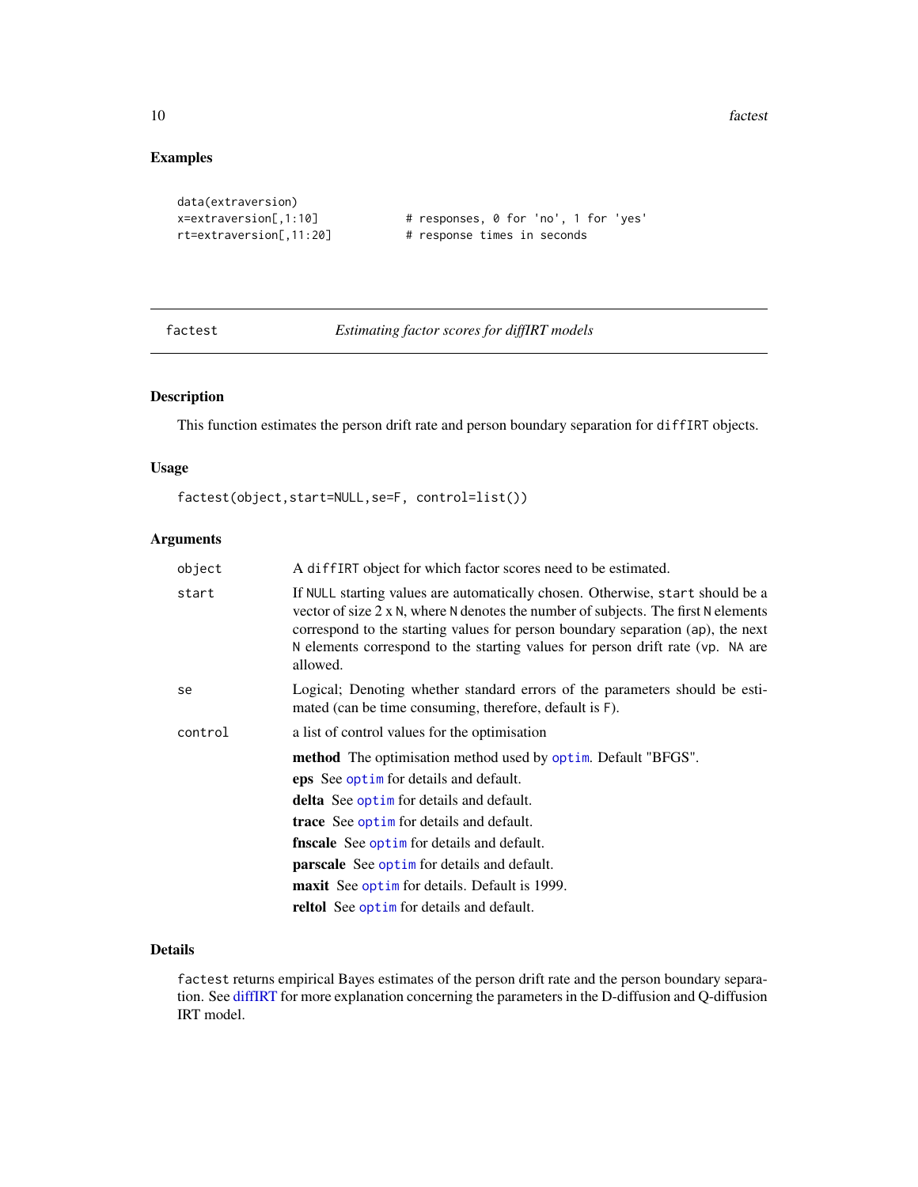## Examples

```
data(extraversion)
x=extraversion[,1:10]            # responses, 0 for 'no', 1 for 'yes'
rt=extraversion[,11:20]          # response times in seconds
```

---

factest *Estimating factor scores for diffIRT models*

---

### Description

This function estimates the person drift rate and person boundary separation for `diffIRT` objects.

### Usage

```
factest(object,start=NULL,se=F, control=list())
```

### Arguments

| | |
|---|---|
| `object` | A `diffIRT` object for which factor scores need to be estimated. |
| `start` | If `NULL` starting values are automatically chosen. Otherwise, `start` should be a vector of size 2 x `N`, where `N` denotes the number of subjects. The first `N` elements correspond to the starting values for person boundary separation (`ap`), the next `N` elements correspond to the starting values for person drift rate (`vp`. `NA` are allowed. |
| `se` | Logical; Denoting whether standard errors of the parameters should be estimated (can be time consuming, therefore, default is `F`). |
| `control` | a list of control values for the optimisation |

**method** The optimisation method used by `optim`. Default "BFGS".

**eps** See `optim` for details and default.

**delta** See `optim` for details and default.

**trace** See `optim` for details and default.

**fnscale** See `optim` for details and default.

**parscale** See `optim` for details and default.

**maxit** See `optim` for details. Default is 1999.

**reltol** See `optim` for details and default.

### Details

`factest` returns empirical Bayes estimates of the person drift rate and the person boundary separation. See diffIRT for more explanation concerning the parameters in the D-diffusion and Q-diffusion IRT model.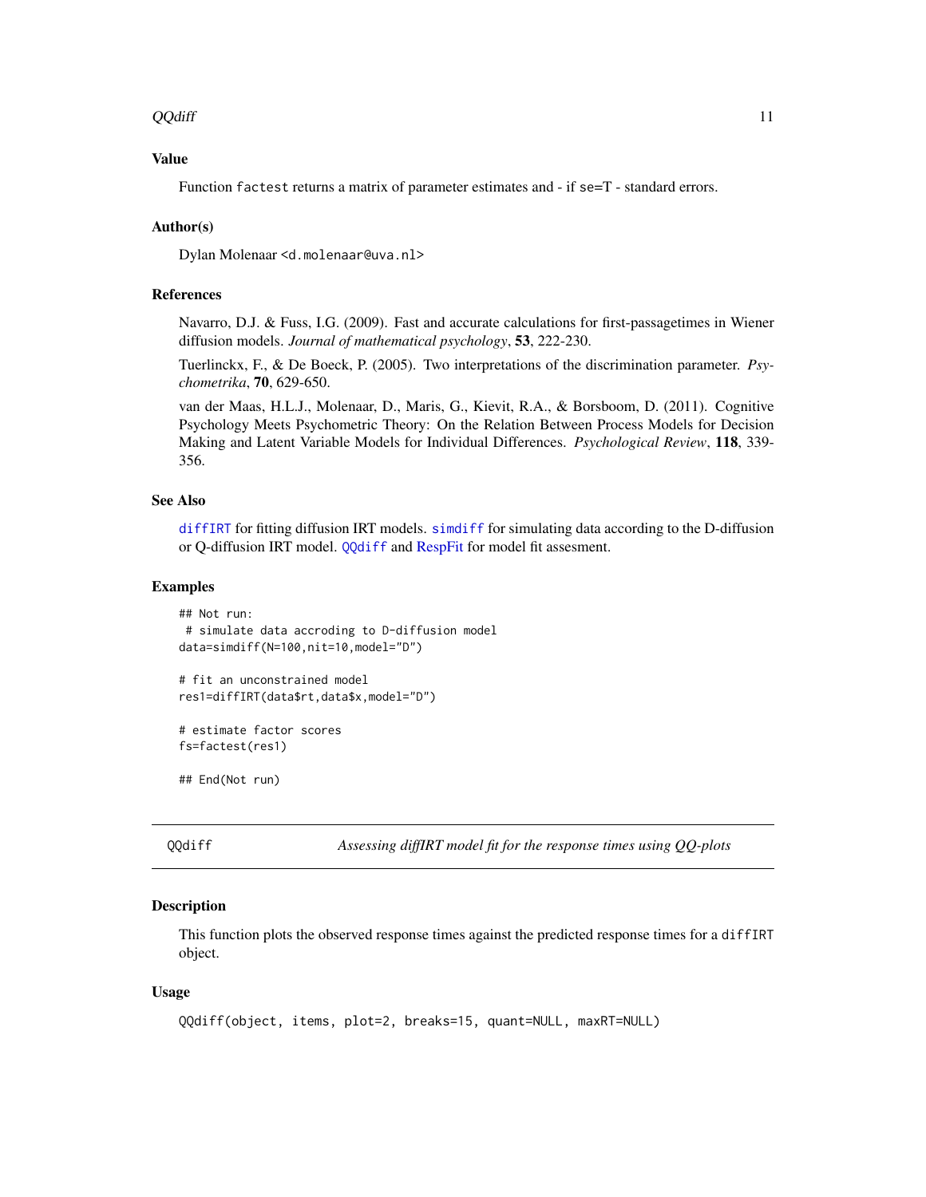### Value

Function `factest` returns a matrix of parameter estimates and - if se=T - standard errors.

### Author(s)

Dylan Molenaar <d.molenaar@uva.nl>

### References

Navarro, D.J. & Fuss, I.G. (2009). Fast and accurate calculations for first-passagetimes in Wiener diffusion models. *Journal of mathematical psychology*, **53**, 222-230.

Tuerlinckx, F., & De Boeck, P. (2005). Two interpretations of the discrimination parameter. *Psychometrika*, **70**, 629-650.

van der Maas, H.L.J., Molenaar, D., Maris, G., Kievit, R.A., & Borsboom, D. (2011). Cognitive Psychology Meets Psychometric Theory: On the Relation Between Process Models for Decision Making and Latent Variable Models for Individual Differences. *Psychological Review*, **118**, 339-356.

### See Also

`diffIRT` for fitting diffusion IRT models. `simdiff` for simulating data according to the D-diffusion or Q-diffusion IRT model. `QQdiff` and RespFit for model fit assesment.

### Examples

```
## Not run:
 # simulate data accroding to D-diffusion model
data=simdiff(N=100,nit=10,model="D")

# fit an unconstrained model
res1=diffIRT(data$rt,data$x,model="D")

# estimate factor scores
fs=factest(res1)

## End(Not run)
```

---

## QQdiff — *Assessing diffIRT model fit for the response times using QQ-plots*

### Description

This function plots the observed response times against the predicted response times for a `diffIRT` object.

### Usage

```
QQdiff(object, items, plot=2, breaks=15, quant=NULL, maxRT=NULL)
```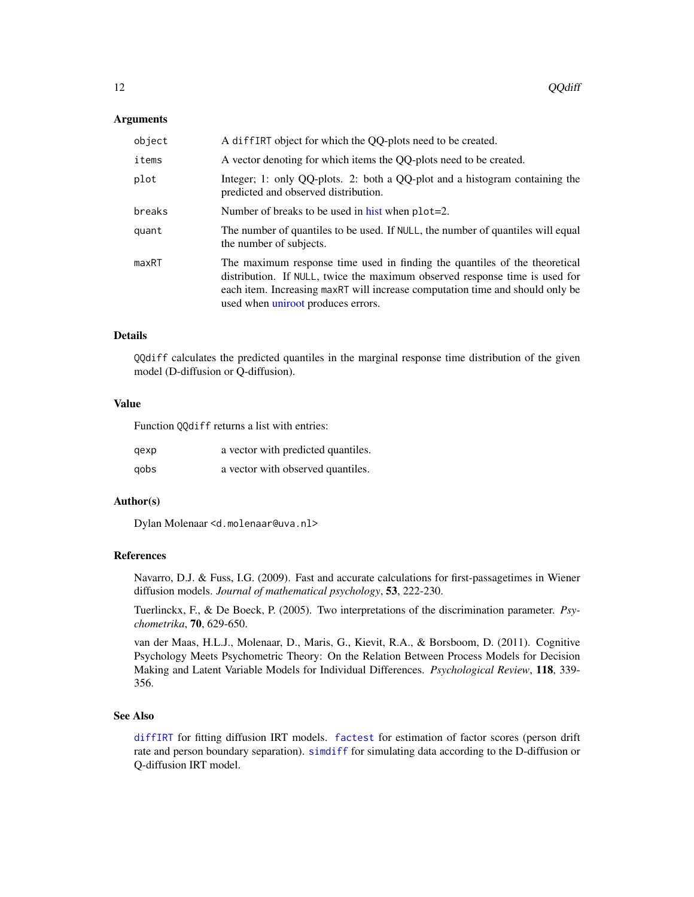### Arguments

| | |
|---|---|
| `object` | A `diffIRT` object for which the QQ-plots need to be created. |
| `items` | A vector denoting for which items the QQ-plots need to be created. |
| `plot` | Integer; 1: only QQ-plots. 2: both a QQ-plot and a histogram containing the predicted and observed distribution. |
| `breaks` | Number of breaks to be used in hist when `plot=2`. |
| `quant` | The number of quantiles to be used. If `NULL`, the number of quantiles will equal the number of subjects. |
| `maxRT` | The maximum response time used in finding the quantiles of the theoretical distribution. If `NULL`, twice the maximum observed response time is used for each item. Increasing `maxRT` will increase computation time and should only be used when uniroot produces errors. |

### Details

`QQdiff` calculates the predicted quantiles in the marginal response time distribution of the given model (D-diffusion or Q-diffusion).

### Value

Function `QQdiff` returns a list with entries:

| | |
|---|---|
| `qexp` | a vector with predicted quantiles. |
| `qobs` | a vector with observed quantiles. |

### Author(s)

Dylan Molenaar <`d.molenaar@uva.nl`>

### References

Navarro, D.J. & Fuss, I.G. (2009). Fast and accurate calculations for first-passagetimes in Wiener diffusion models. *Journal of mathematical psychology*, **53**, 222-230.

Tuerlinckx, F., & De Boeck, P. (2005). Two interpretations of the discrimination parameter. *Psychometrika*, **70**, 629-650.

van der Maas, H.L.J., Molenaar, D., Maris, G., Kievit, R.A., & Borsboom, D. (2011). Cognitive Psychology Meets Psychometric Theory: On the Relation Between Process Models for Decision Making and Latent Variable Models for Individual Differences. *Psychological Review*, **118**, 339-356.

### See Also

`diffIRT` for fitting diffusion IRT models. `factest` for estimation of factor scores (person drift rate and person boundary separation). `simdiff` for simulating data according to the D-diffusion or Q-diffusion IRT model.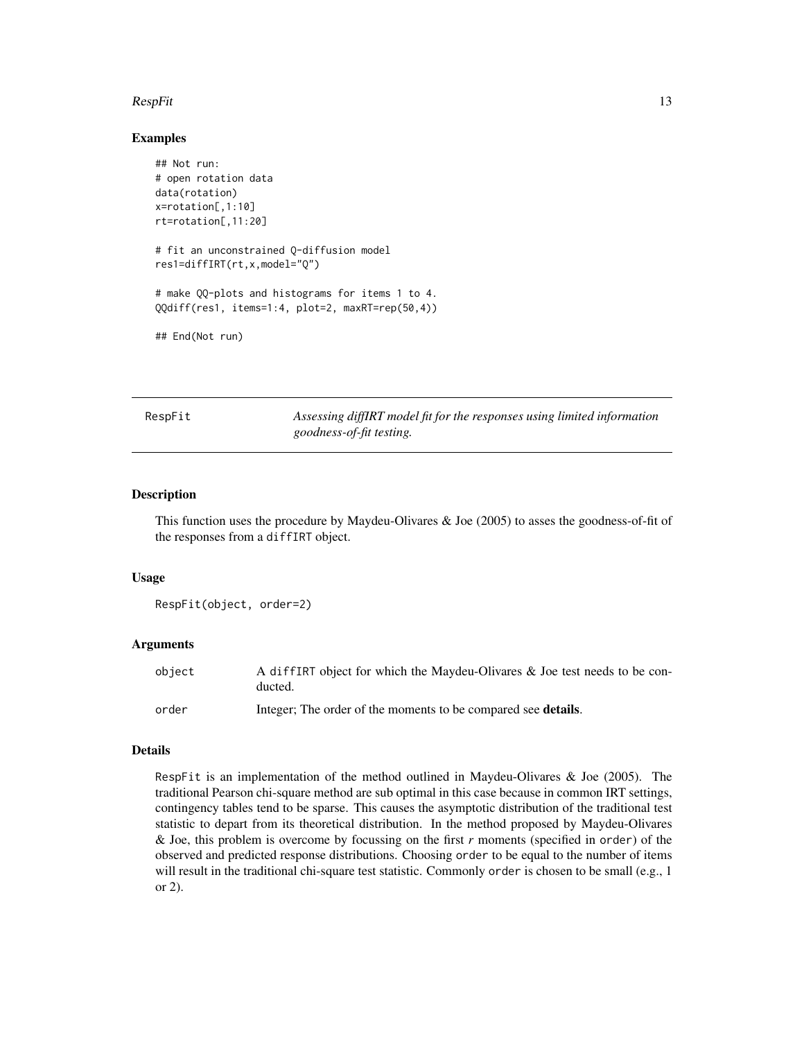## Examples

```
## Not run:
# open rotation data
data(rotation)
x=rotation[,1:10]
rt=rotation[,11:20]

# fit an unconstrained Q-diffusion model
res1=diffIRT(rt,x,model="Q")

# make QQ-plots and histograms for items 1 to 4.
QQdiff(res1, items=1:4, plot=2, maxRT=rep(50,4))

## End(Not run)
```

---

# RespFit

*Assessing diffIRT model fit for the responses using limited information goodness-of-fit testing.*

---

## Description

This function uses the procedure by Maydeu-Olivares & Joe (2005) to asses the goodness-of-fit of the responses from a `diffIRT` object.

## Usage

```
RespFit(object, order=2)
```

## Arguments

| | |
|---|---|
| `object` | A `diffIRT` object for which the Maydeu-Olivares & Joe test needs to be conducted. |
| `order` | Integer; The order of the moments to be compared see **details**. |

## Details

`RespFit` is an implementation of the method outlined in Maydeu-Olivares & Joe (2005). The traditional Pearson chi-square method are sub optimal in this case because in common IRT settings, contingency tables tend to be sparse. This causes the asymptotic distribution of the traditional test statistic to depart from its theoretical distribution. In the method proposed by Maydeu-Olivares & Joe, this problem is overcome by focussing on the first $r$ moments (specified in `order`) of the observed and predicted response distributions. Choosing `order` to be equal to the number of items will result in the traditional chi-square test statistic. Commonly `order` is chosen to be small (e.g., 1 or 2).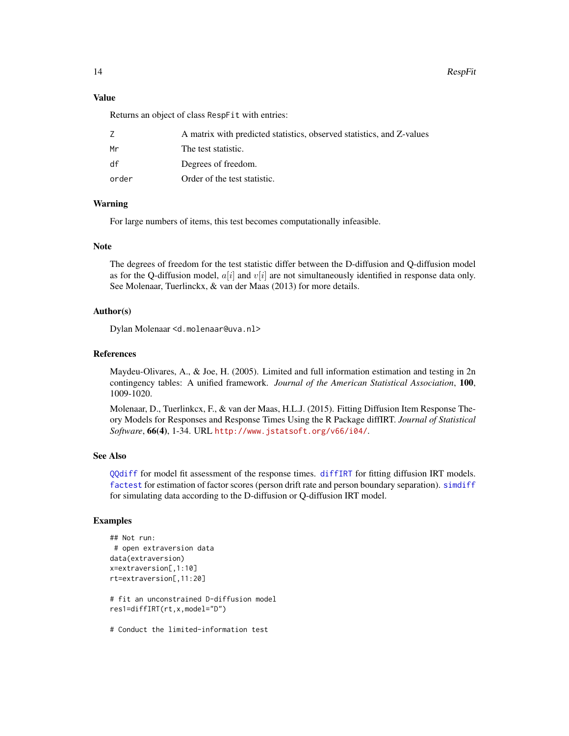### Value

Returns an object of class RespFit with entries:

| | |
|---|---|
| Z | A matrix with predicted statistics, observed statistics, and Z-values |
| Mr | The test statistic. |
| df | Degrees of freedom. |
| order | Order of the test statistic. |

### Warning

For large numbers of items, this test becomes computationally infeasible.

### Note

The degrees of freedom for the test statistic differ between the D-diffusion and Q-diffusion model as for the Q-diffusion model, $a[i]$ and $v[i]$ are not simultaneously identified in response data only. See Molenaar, Tuerlinckx, & van der Maas (2013) for more details.

### Author(s)

Dylan Molenaar <d.molenaar@uva.nl>

### References

Maydeu-Olivares, A., & Joe, H. (2005). Limited and full information estimation and testing in 2n contingency tables: A unified framework. *Journal of the American Statistical Association*, **100**, 1009-1020.

Molenaar, D., Tuerlinckx, F., & van der Maas, H.L.J. (2015). Fitting Diffusion Item Response Theory Models for Responses and Response Times Using the R Package diffIRT. *Journal of Statistical Software*, **66(4)**, 1-34. URL http://www.jstatsoft.org/v66/i04/.

### See Also

QQdiff for model fit assessment of the response times. diffIRT for fitting diffusion IRT models. factest for estimation of factor scores (person drift rate and person boundary separation). simdiff for simulating data according to the D-diffusion or Q-diffusion IRT model.

### Examples

```
## Not run:
 # open extraversion data
data(extraversion)
x=extraversion[,1:10]
rt=extraversion[,11:20]

# fit an unconstrained D-diffusion model
res1=diffIRT(rt,x,model="D")

# Conduct the limited-information test
```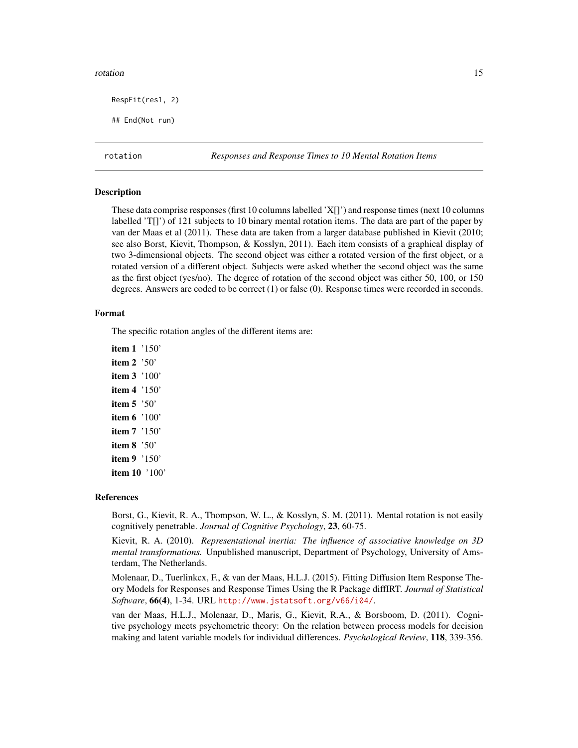```
RespFit(res1, 2)

## End(Not run)
```

---

## rotation — *Responses and Response Times to 10 Mental Rotation Items*

### Description

These data comprise responses (first 10 columns labelled 'X[]') and response times (next 10 columns labelled 'T[]') of 121 subjects to 10 binary mental rotation items. The data are part of the paper by van der Maas et al (2011). These data are taken from a larger database published in Kievit (2010; see also Borst, Kievit, Thompson, & Kosslyn, 2011). Each item consists of a graphical display of two 3-dimensional objects. The second object was either a rotated version of the first object, or a rotated version of a different object. Subjects were asked whether the second object was the same as the first object (yes/no). The degree of rotation of the second object was either 50, 100, or 150 degrees. Answers are coded to be correct (1) or false (0). Response times were recorded in seconds.

### Format

The specific rotation angles of the different items are:

**item 1** '150'

**item 2** '50'

**item 3** '100'

**item 4** '150'

**item 5** '50'

**item 6** '100'

**item 7** '150'

**item 8** '50'

**item 9** '150'

**item 10** '100'

### References

Borst, G., Kievit, R. A., Thompson, W. L., & Kosslyn, S. M. (2011). Mental rotation is not easily cognitively penetrable. *Journal of Cognitive Psychology*, **23**, 60-75.

Kievit, R. A. (2010). *Representational inertia: The influence of associative knowledge on 3D mental transformations.* Unpublished manuscript, Department of Psychology, University of Amsterdam, The Netherlands.

Molenaar, D., Tuerlinkcx, F., & van der Maas, H.L.J. (2015). Fitting Diffusion Item Response Theory Models for Responses and Response Times Using the R Package diffIRT. *Journal of Statistical Software*, **66(4)**, 1-34. URL http://www.jstatsoft.org/v66/i04/.

van der Maas, H.L.J., Molenaar, D., Maris, G., Kievit, R.A., & Borsboom, D. (2011). Cognitive psychology meets psychometric theory: On the relation between process models for decision making and latent variable models for individual differences. *Psychological Review*, **118**, 339-356.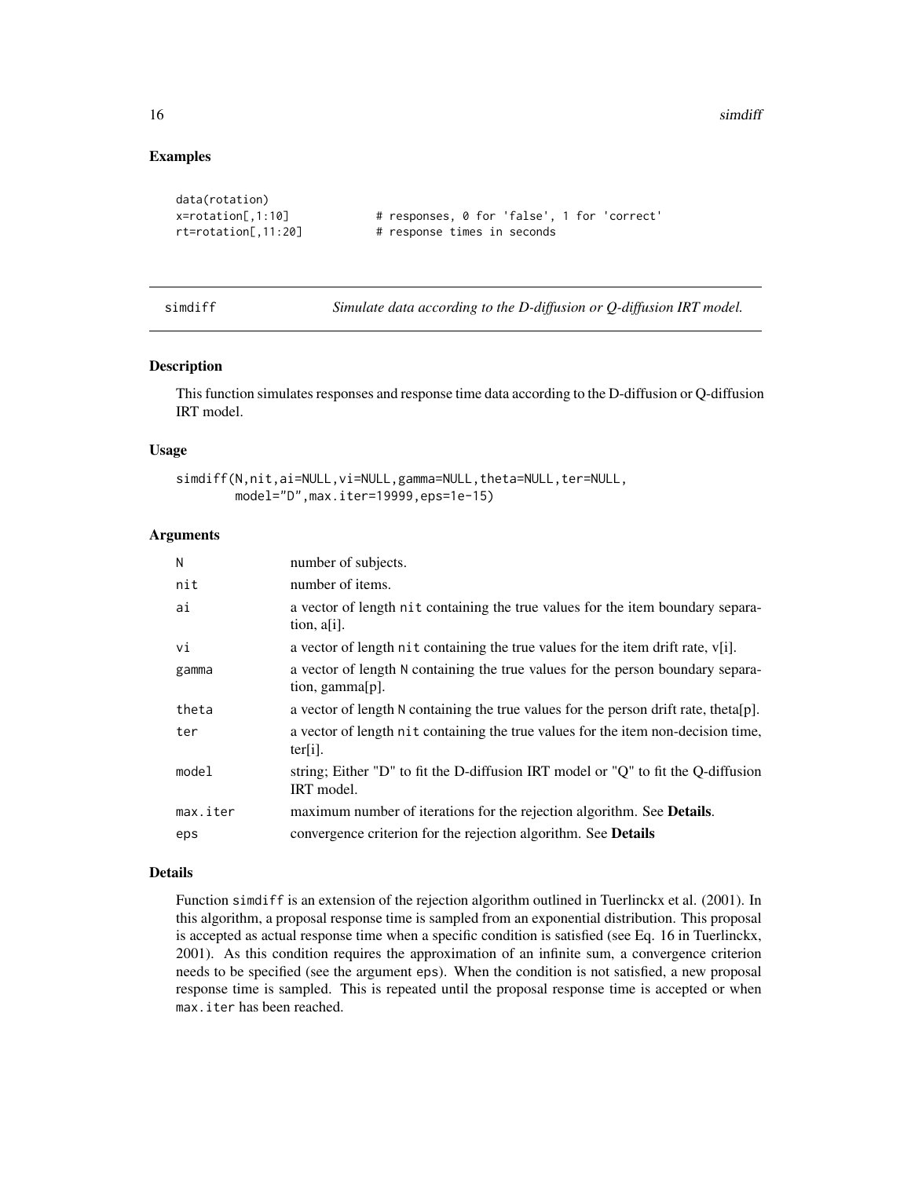### Examples

```
data(rotation)
x=rotation[,1:10]           # responses, 0 for 'false', 1 for 'correct'
rt=rotation[,11:20]         # response times in seconds
```

---

## simdiff — *Simulate data according to the D-diffusion or Q-diffusion IRT model.*

---

### Description

This function simulates responses and response time data according to the D-diffusion or Q-diffusion IRT model.

### Usage

```
simdiff(N,nit,ai=NULL,vi=NULL,gamma=NULL,theta=NULL,ter=NULL,
        model="D",max.iter=19999,eps=1e-15)
```

### Arguments

| Argument | Description |
|---|---|
| N | number of subjects. |
| nit | number of items. |
| ai | a vector of length nit containing the true values for the item boundary separation, a[i]. |
| vi | a vector of length nit containing the true values for the item drift rate, v[i]. |
| gamma | a vector of length N containing the true values for the person boundary separation, gamma[p]. |
| theta | a vector of length N containing the true values for the person drift rate, theta[p]. |
| ter | a vector of length nit containing the true values for the item non-decision time, ter[i]. |
| model | string; Either "D" to fit the D-diffusion IRT model or "Q" to fit the Q-diffusion IRT model. |
| max.iter | maximum number of iterations for the rejection algorithm. See **Details**. |
| eps | convergence criterion for the rejection algorithm. See **Details** |

### Details

Function simdiff is an extension of the rejection algorithm outlined in Tuerlinckx et al. (2001). In this algorithm, a proposal response time is sampled from an exponential distribution. This proposal is accepted as actual response time when a specific condition is satisfied (see Eq. 16 in Tuerlinckx, 2001). As this condition requires the approximation of an infinite sum, a convergence criterion needs to be specified (see the argument eps). When the condition is not satisfied, a new proposal response time is sampled. This is repeated until the proposal response time is accepted or when max.iter has been reached.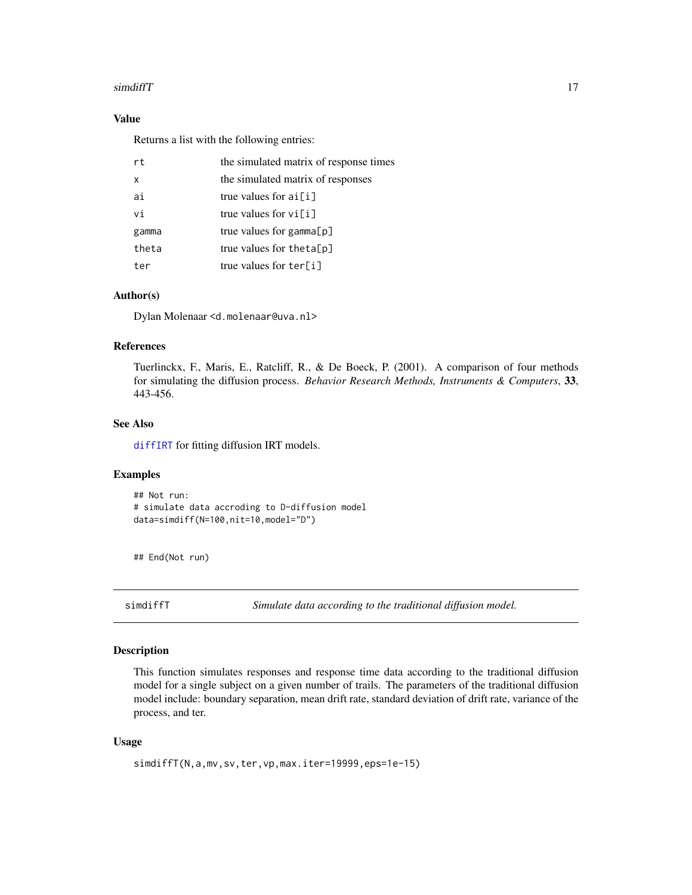### Value

Returns a list with the following entries:

| | |
|---|---|
| rt | the simulated matrix of response times |
| x | the simulated matrix of responses |
| ai | true values for ai[i] |
| vi | true values for vi[i] |
| gamma | true values for gamma[p] |
| theta | true values for theta[p] |
| ter | true values for ter[i] |

### Author(s)

Dylan Molenaar <d.molenaar@uva.nl>

### References

Tuerlinckx, F., Maris, E., Ratcliff, R., & De Boeck, P. (2001). A comparison of four methods for simulating the diffusion process. *Behavior Research Methods, Instruments & Computers*, **33**, 443-456.

### See Also

diffIRT for fitting diffusion IRT models.

### Examples

```
## Not run:
# simulate data accroding to D-diffusion model
data=simdiff(N=100,nit=10,model="D")


## End(Not run)
```

---

## simdiffT — *Simulate data according to the traditional diffusion model.*

---

### Description

This function simulates responses and response time data according to the traditional diffusion model for a single subject on a given number of trails. The parameters of the traditional diffusion model include: boundary separation, mean drift rate, standard deviation of drift rate, variance of the process, and ter.

### Usage

```
simdiffT(N,a,mv,sv,ter,vp,max.iter=19999,eps=1e-15)
```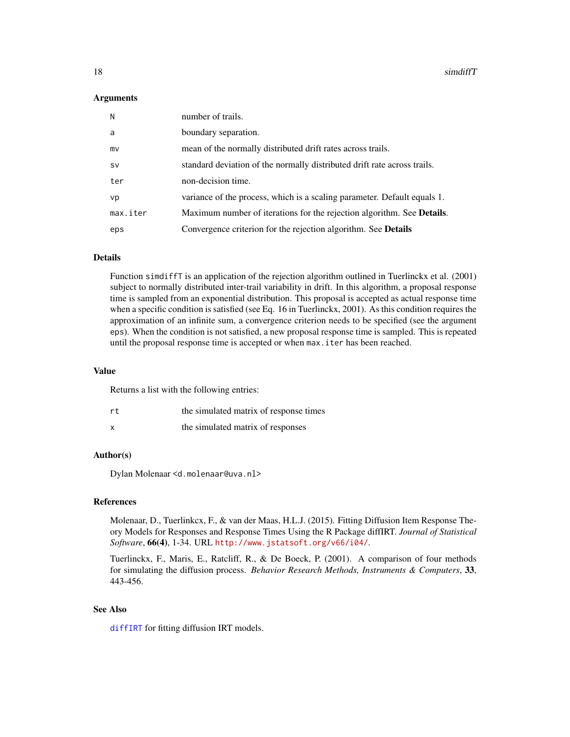### Arguments

| | |
|---|---|
| `N` | number of trails. |
| `a` | boundary separation. |
| `mv` | mean of the normally distributed drift rates across trails. |
| `sv` | standard deviation of the normally distributed drift rate across trails. |
| `ter` | non-decision time. |
| `vp` | variance of the process, which is a scaling parameter. Default equals 1. |
| `max.iter` | Maximum number of iterations for the rejection algorithm. See **Details**. |
| `eps` | Convergence criterion for the rejection algorithm. See **Details** |

### Details

Function `simdiffT` is an application of the rejection algorithm outlined in Tuerlinckx et al. (2001) subject to normally distributed inter-trail variability in drift. In this algorithm, a proposal response time is sampled from an exponential distribution. This proposal is accepted as actual response time when a specific condition is satisfied (see Eq. 16 in Tuerlinckx, 2001). As this condition requires the approximation of an infinite sum, a convergence criterion needs to be specified (see the argument `eps`). When the condition is not satisfied, a new proposal response time is sampled. This is repeated until the proposal response time is accepted or when `max.iter` has been reached.

### Value

Returns a list with the following entries:

| | |
|---|---|
| `rt` | the simulated matrix of response times |
| `x` | the simulated matrix of responses |

### Author(s)

Dylan Molenaar <`d.molenaar@uva.nl`>

### References

Molenaar, D., Tuerlinkcx, F., & van der Maas, H.L.J. (2015). Fitting Diffusion Item Response Theory Models for Responses and Response Times Using the R Package diffIRT. *Journal of Statistical Software*, **66(4)**, 1-34. URL `http://www.jstatsoft.org/v66/i04/`.

Tuerlinckx, F., Maris, E., Ratcliff, R., & De Boeck, P. (2001). A comparison of four methods for simulating the diffusion process. *Behavior Research Methods, Instruments & Computers*, **33**, 443-456.

### See Also

`diffIRT` for fitting diffusion IRT models.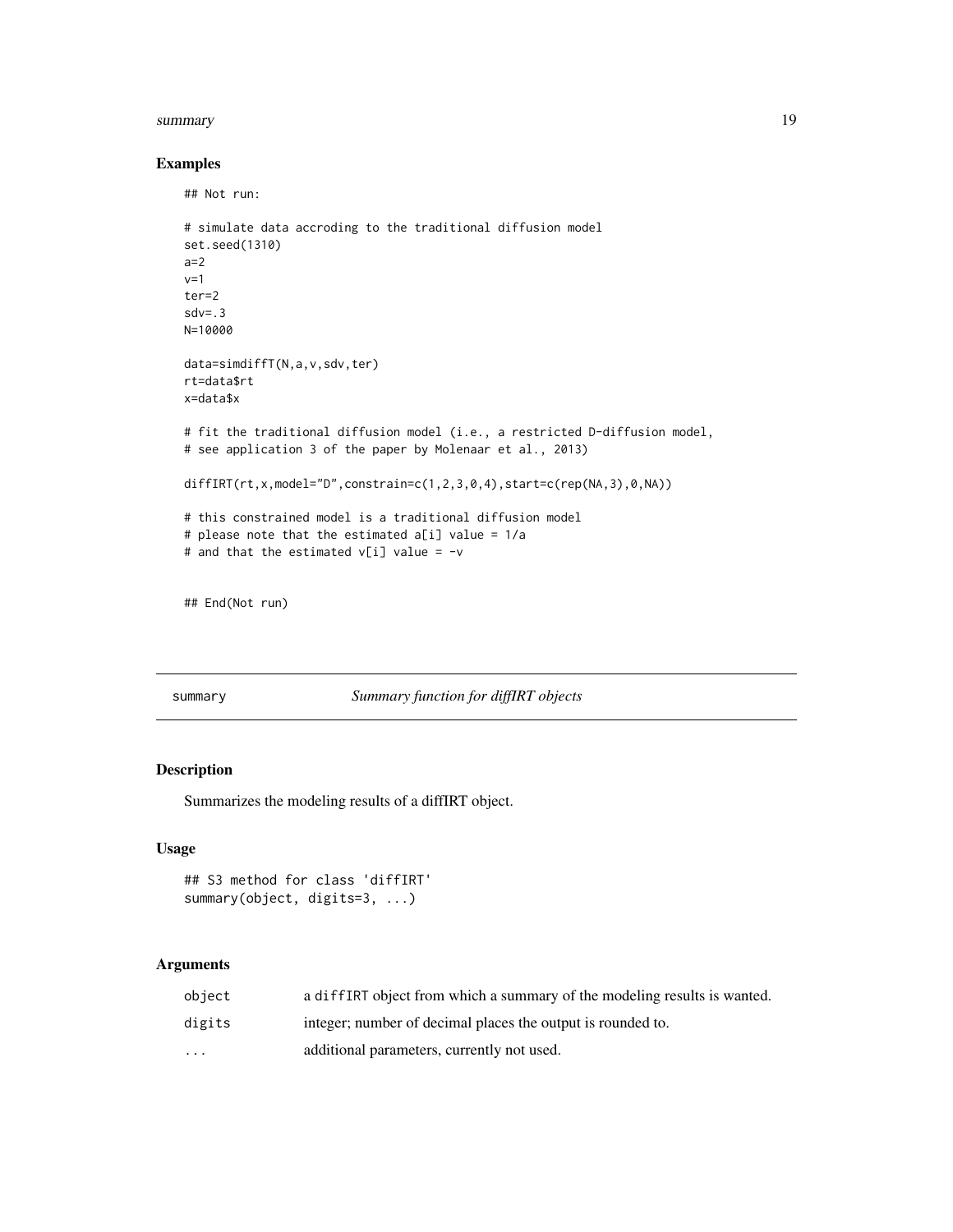## Examples

```
## Not run:

# simulate data accroding to the traditional diffusion model
set.seed(1310)
a=2
v=1
ter=2
sdv=.3
N=10000

data=simdiffT(N,a,v,sdv,ter)
rt=data$rt
x=data$x

# fit the traditional diffusion model (i.e., a restricted D-diffusion model,
# see application 3 of the paper by Molenaar et al., 2013)

diffIRT(rt,x,model="D",constrain=c(1,2,3,0,4),start=c(rep(NA,3),0,NA))

# this constrained model is a traditional diffusion model
# please note that the estimated a[i] value = 1/a
# and that the estimated v[i] value = -v


## End(Not run)
```

---

# summary — *Summary function for diffIRT objects*

---

## Description

Summarizes the modeling results of a diffIRT object.

## Usage

```
## S3 method for class 'diffIRT'
summary(object, digits=3, ...)
```

## Arguments

| | |
|---|---|
| `object` | a `diffIRT` object from which a summary of the modeling results is wanted. |
| `digits` | integer; number of decimal places the output is rounded to. |
| `...` | additional parameters, currently not used. |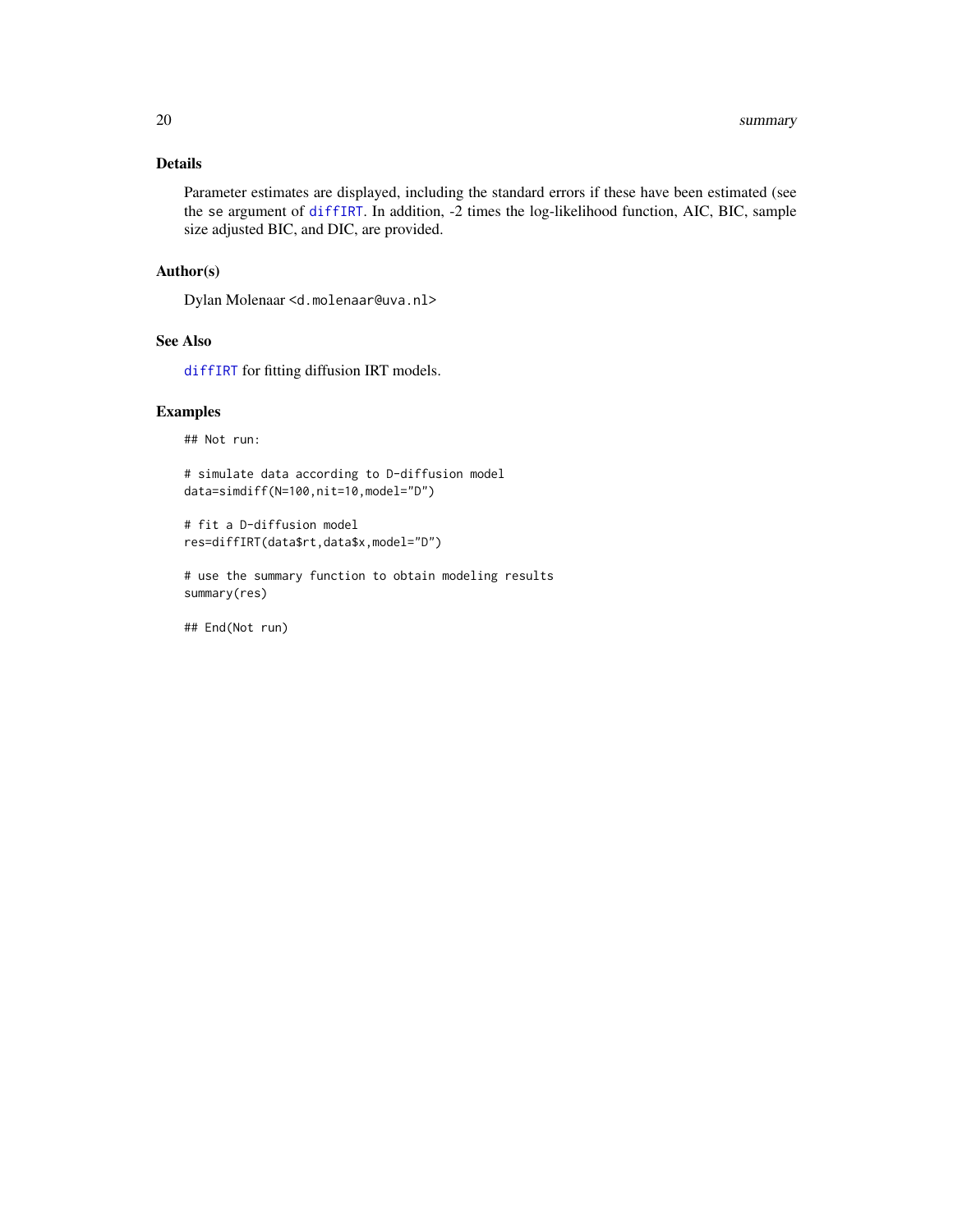## Details

Parameter estimates are displayed, including the standard errors if these have been estimated (see the `se` argument of `diffIRT`. In addition, -2 times the log-likelihood function, AIC, BIC, sample size adjusted BIC, and DIC, are provided.

## Author(s)

Dylan Molenaar <d.molenaar@uva.nl>

## See Also

`diffIRT` for fitting diffusion IRT models.

## Examples

```
## Not run:

# simulate data according to D-diffusion model
data=simdiff(N=100,nit=10,model="D")

# fit a D-diffusion model
res=diffIRT(data$rt,data$x,model="D")

# use the summary function to obtain modeling results
summary(res)

## End(Not run)
```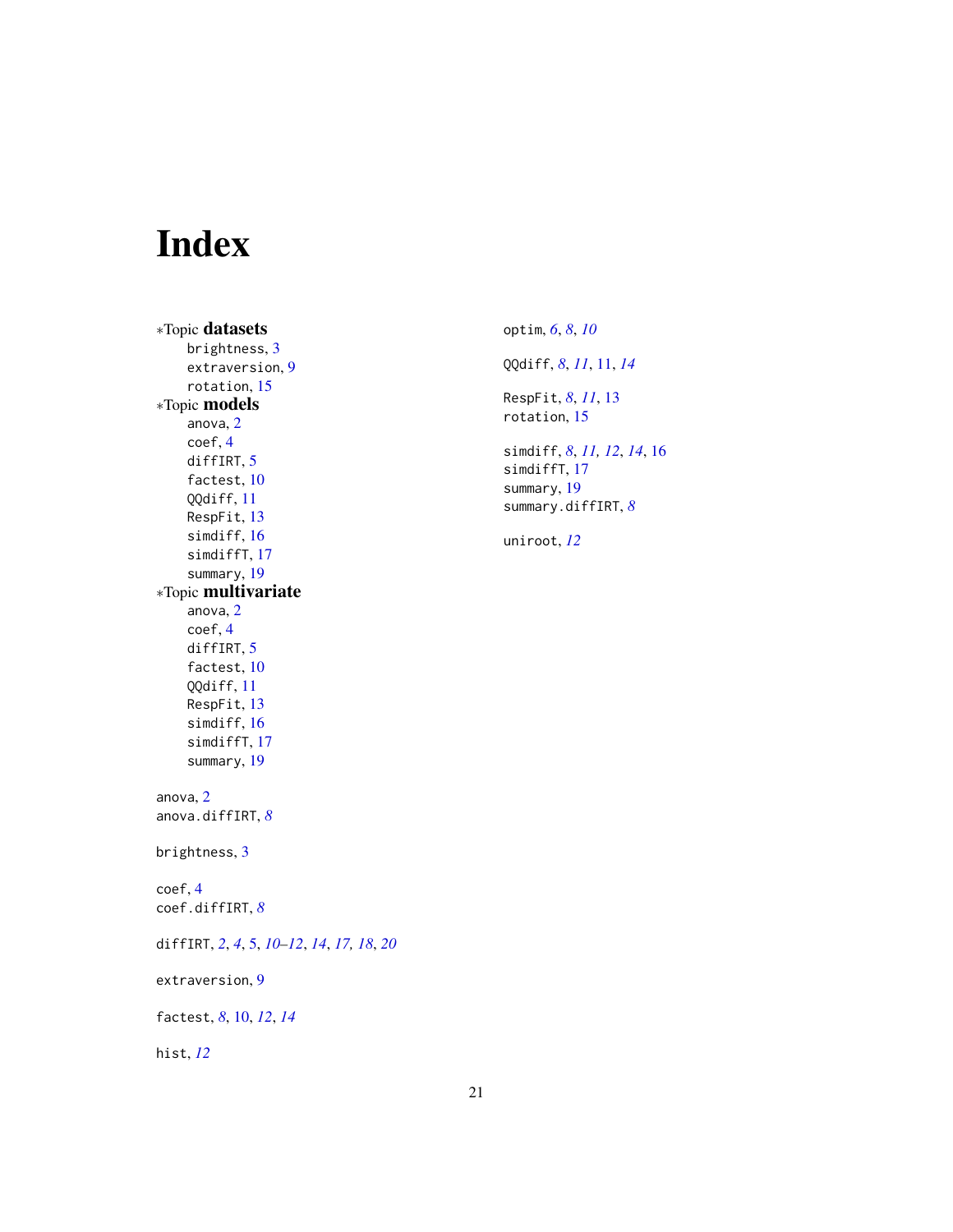# Index

*Topic **datasets**
- brightness, 3
- extraversion, 9
- rotation, 15

*Topic **models**
- anova, 2
- coef, 4
- diffIRT, 5
- factest, 10
- QQdiff, 11
- RespFit, 13
- simdiff, 16
- simdiffT, 17
- summary, 19

*Topic **multivariate**
- anova, 2
- coef, 4
- diffIRT, 5
- factest, 10
- QQdiff, 11
- RespFit, 13
- simdiff, 16
- simdiffT, 17
- summary, 19

anova, 2
anova.diffIRT, *8*

brightness, 3

coef, 4
coef.diffIRT, *8*

diffIRT, *2*, *4*, 5, *10–12*, *14*, *17, 18*, *20*

extraversion, 9

factest, *8*, 10, *12*, *14*

hist, *12*

optim, *6*, *8*, *10*

QQdiff, *8*, *11*, 11, *14*

RespFit, *8*, *11*, 13
rotation, 15

simdiff, *8*, *11, 12*, *14*, 16
simdiffT, 17
summary, 19
summary.diffIRT, *8*

uniroot, *12*